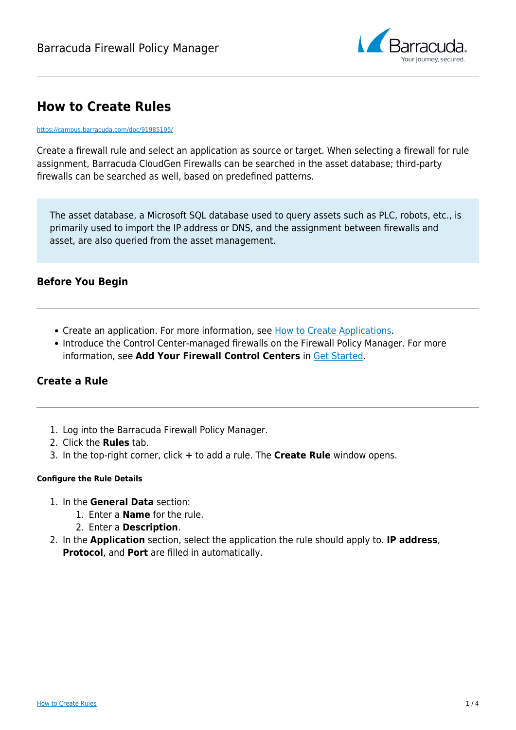# How to Create Rules

https://campus.barracuda.com/doc/91985195/

Create a firewall rule and select an application as source or target. When selecting a firewall for rule assignment, Barracuda CloudGen Firewalls can be searched in the asset database; third-party firewalls can be searched as well, based on predefined patterns.

> The asset database, a Microsoft SQL database used to query assets such as PLC, robots, etc., is primarily used to import the IP address or DNS, and the assignment between firewalls and asset, are also queried from the asset management.

## Before You Begin

- Create an application. For more information, see How to Create Applications.
- Introduce the Control Center-managed firewalls on the Firewall Policy Manager. For more information, see **Add Your Firewall Control Centers** in Get Started.

## Create a Rule

1. Log into the Barracuda Firewall Policy Manager.
2. Click the **Rules** tab.
3. In the top-right corner, click **+** to add a rule. The **Create Rule** window opens.

#### Configure the Rule Details

1. In the **General Data** section:
   1. Enter a **Name** for the rule.
   2. Enter a **Description**.
2. In the **Application** section, select the application the rule should apply to. **IP address**, **Protocol**, and **Port** are filled in automatically.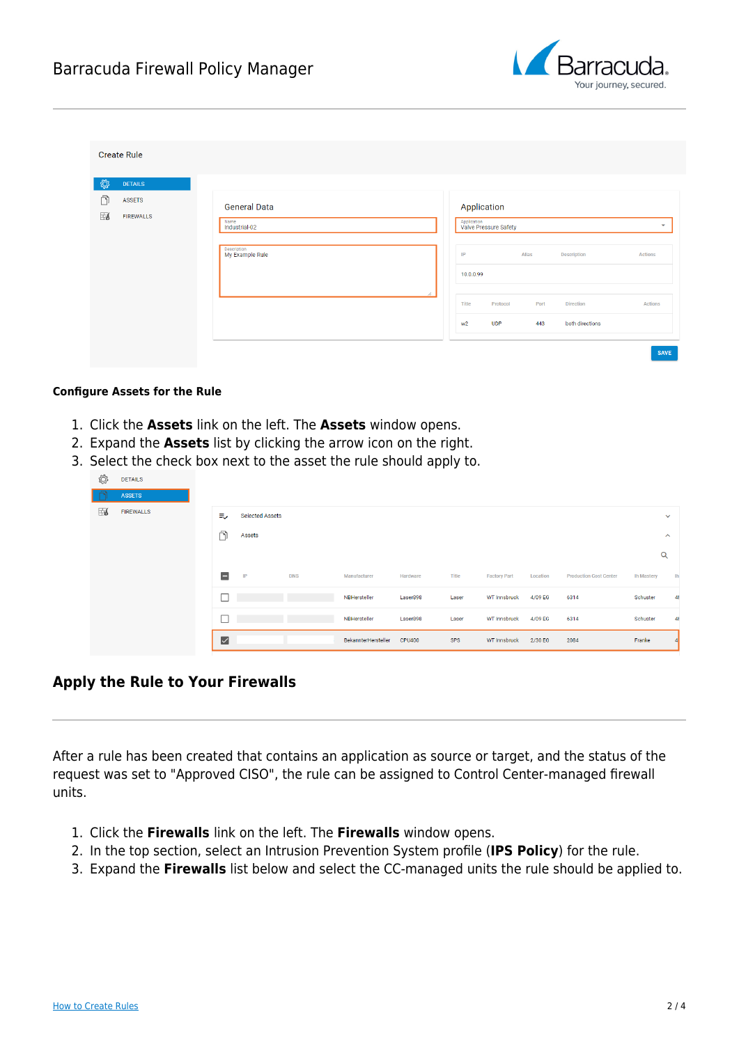**Configure Assets for the Rule**

1. Click the **Assets** link on the left. The **Assets** window opens.
2. Expand the **Assets** list by clicking the arrow icon on the right.
3. Select the check box next to the asset the rule should apply to.

## Apply the Rule to Your Firewalls

After a rule has been created that contains an application as source or target, and the status of the request was set to "Approved CISO", the rule can be assigned to Control Center-managed firewall units.

1. Click the **Firewalls** link on the left. The **Firewalls** window opens.
2. In the top section, select an Intrusion Prevention System profile (**IPS Policy**) for the rule.
3. Expand the **Firewalls** list below and select the CC-managed units the rule should be applied to.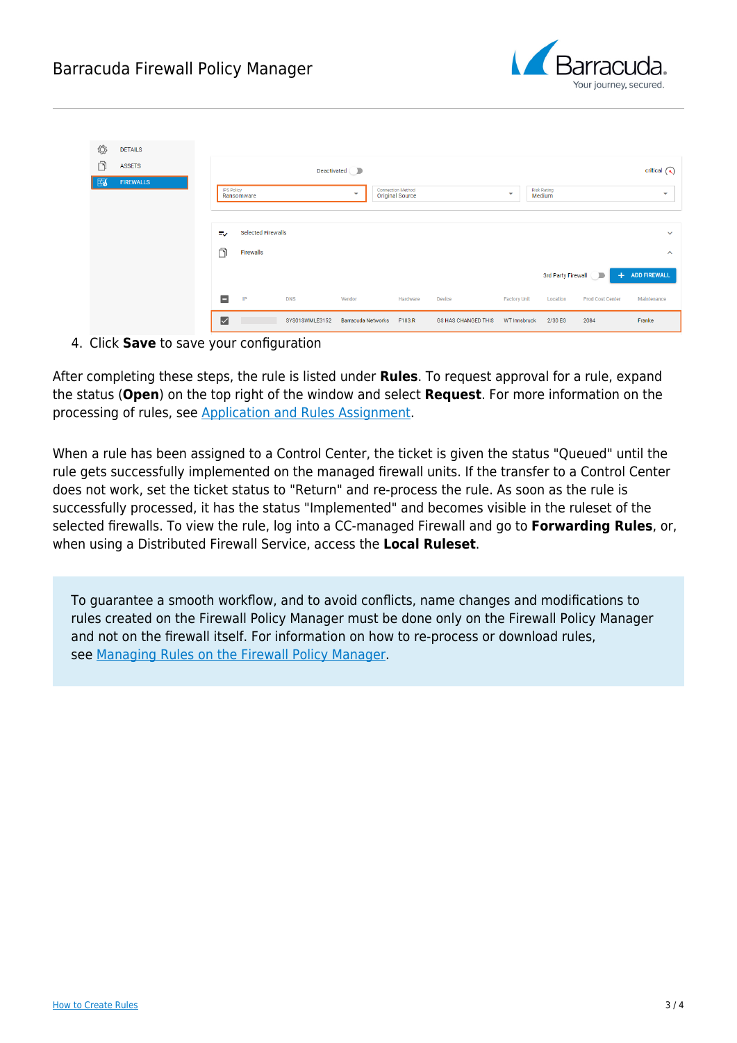4. Click **Save** to save your configuration

After completing these steps, the rule is listed under **Rules**. To request approval for a rule, expand the status (**Open**) on the top right of the window and select **Request**. For more information on the processing of rules, see Application and Rules Assignment.

When a rule has been assigned to a Control Center, the ticket is given the status "Queued" until the rule gets successfully implemented on the managed firewall units. If the transfer to a Control Center does not work, set the ticket status to "Return" and re-process the rule. As soon as the rule is successfully processed, it has the status "Implemented" and becomes visible in the ruleset of the selected firewalls. To view the rule, log into a CC-managed Firewall and go to **Forwarding Rules**, or, when using a Distributed Firewall Service, access the **Local Ruleset**.

To guarantee a smooth workflow, and to avoid conflicts, name changes and modifications to rules created on the Firewall Policy Manager must be done only on the Firewall Policy Manager and not on the firewall itself. For information on how to re-process or download rules, see Managing Rules on the Firewall Policy Manager.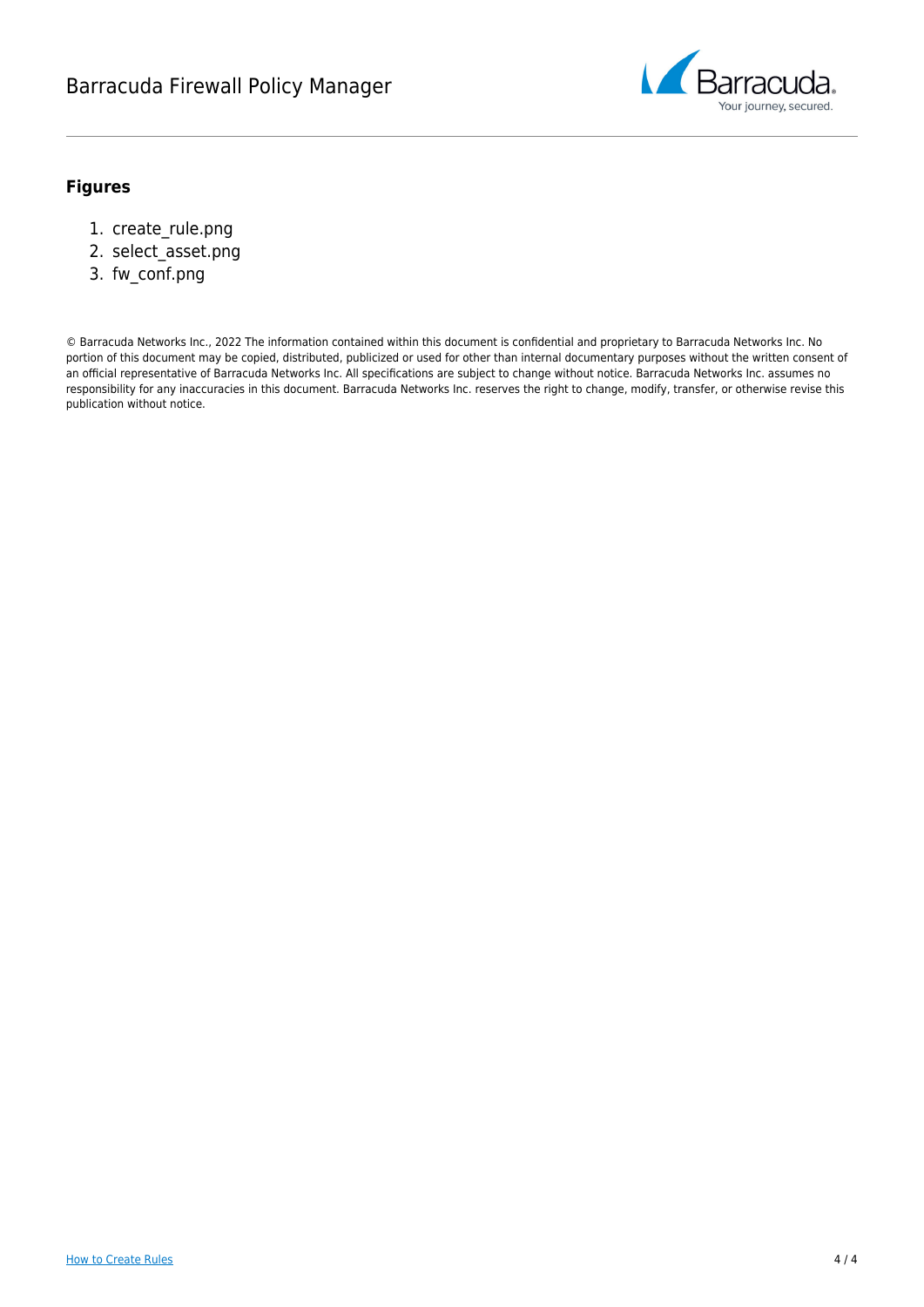## Figures

1. create_rule.png
2. select_asset.png
3. fw_conf.png

© Barracuda Networks Inc., 2022 The information contained within this document is confidential and proprietary to Barracuda Networks Inc. No portion of this document may be copied, distributed, publicized or used for other than internal documentary purposes without the written consent of an official representative of Barracuda Networks Inc. All specifications are subject to change without notice. Barracuda Networks Inc. assumes no responsibility for any inaccuracies in this document. Barracuda Networks Inc. reserves the right to change, modify, transfer, or otherwise revise this publication without notice.